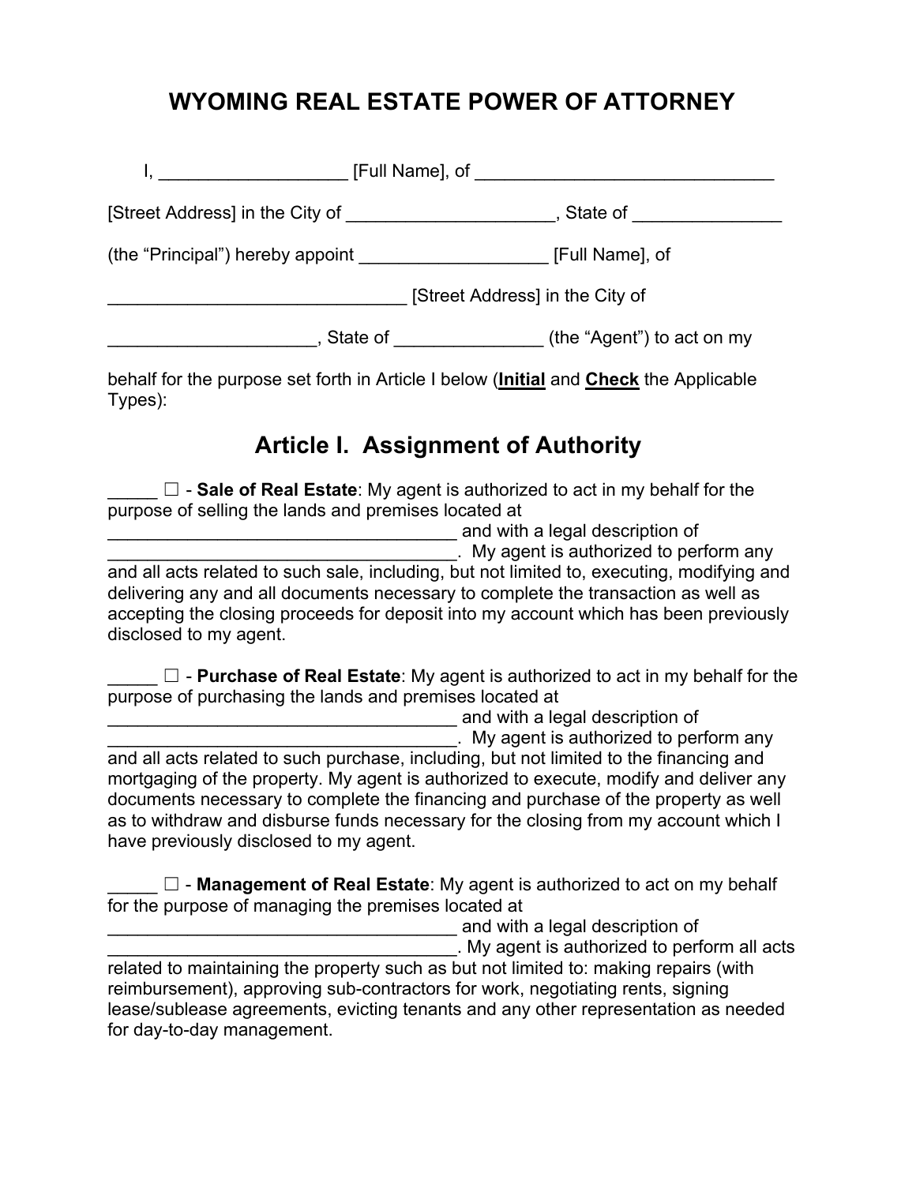# WYOMING REAL ESTATE POWER OF ATTORNEY

I, ___________________ [Full Name], of ______________________________ [Street Address] in the City of ____________________, State of _______________ (the "Principal") hereby appoint ___________________ [Full Name], of ______________________________ [Street Address] in the City of ____________________, State of _______________ (the "Agent") to act on my behalf for the purpose set forth in Article I below (**Initial** and **Check** the Applicable Types):

## Article I. Assignment of Authority

_____ ☐ - **Sale of Real Estate**: My agent is authorized to act in my behalf for the purpose of selling the lands and premises located at ____________________________________ and with a legal description of ____________________________________. My agent is authorized to perform any and all acts related to such sale, including, but not limited to, executing, modifying and delivering any and all documents necessary to complete the transaction as well as accepting the closing proceeds for deposit into my account which has been previously disclosed to my agent.

_____ ☐ - **Purchase of Real Estate**: My agent is authorized to act in my behalf for the purpose of purchasing the lands and premises located at ____________________________________ and with a legal description of ____________________________________. My agent is authorized to perform any and all acts related to such purchase, including, but not limited to the financing and mortgaging of the property. My agent is authorized to execute, modify and deliver any documents necessary to complete the financing and purchase of the property as well as to withdraw and disburse funds necessary for the closing from my account which I have previously disclosed to my agent.

_____ ☐ - **Management of Real Estate**: My agent is authorized to act on my behalf for the purpose of managing the premises located at ____________________________________ and with a legal description of ____________________________________. My agent is authorized to perform all acts related to maintaining the property such as but not limited to: making repairs (with reimbursement), approving sub-contractors for work, negotiating rents, signing lease/sublease agreements, evicting tenants and any other representation as needed for day-to-day management.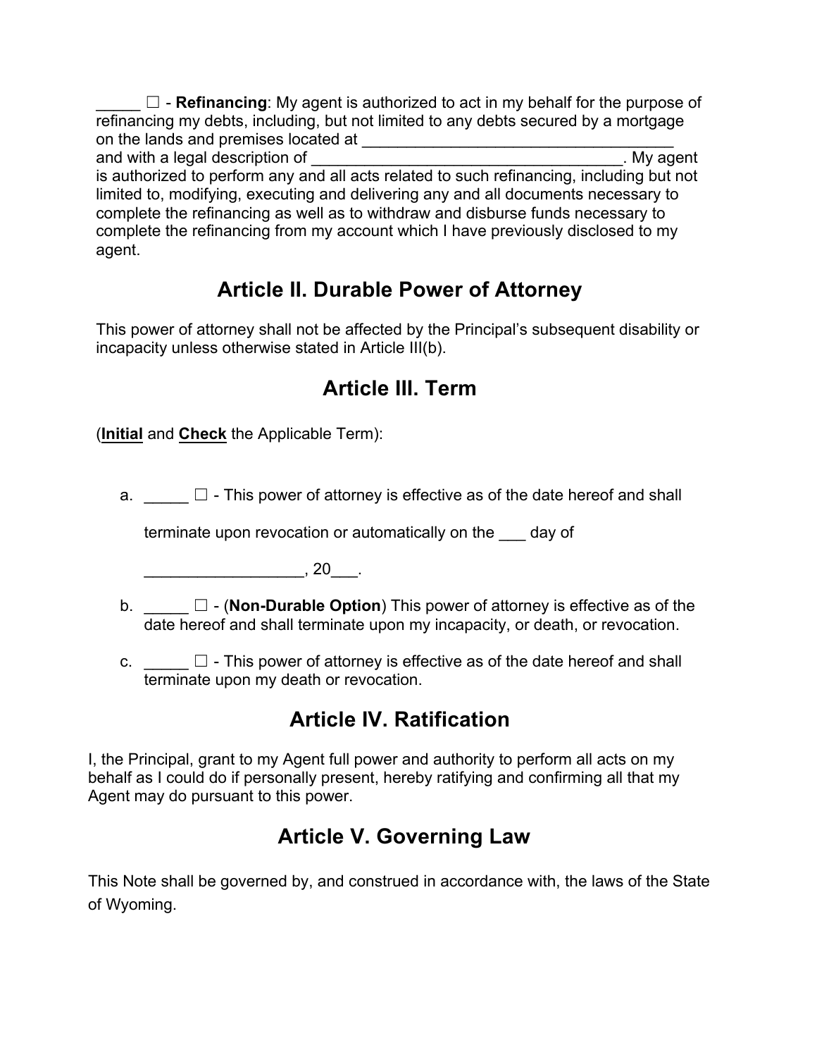_____ ☐ - **Refinancing**: My agent is authorized to act in my behalf for the purpose of refinancing my debts, including, but not limited to any debts secured by a mortgage on the lands and premises located at ___________________________________ and with a legal description of ___________________________________. My agent is authorized to perform any and all acts related to such refinancing, including but not limited to, modifying, executing and delivering any and all documents necessary to complete the refinancing as well as to withdraw and disburse funds necessary to complete the refinancing from my account which I have previously disclosed to my agent.

## Article II. Durable Power of Attorney

This power of attorney shall not be affected by the Principal's subsequent disability or incapacity unless otherwise stated in Article III(b).

## Article III. Term

(**Initial** and **Check** the Applicable Term):

a. _____ ☐ - This power of attorney is effective as of the date hereof and shall terminate upon revocation or automatically on the ___ day of __________________, 20___.

b. _____ ☐ - (**Non-Durable Option**) This power of attorney is effective as of the date hereof and shall terminate upon my incapacity, or death, or revocation.

c. _____ ☐ - This power of attorney is effective as of the date hereof and shall terminate upon my death or revocation.

## Article IV. Ratification

I, the Principal, grant to my Agent full power and authority to perform all acts on my behalf as I could do if personally present, hereby ratifying and confirming all that my Agent may do pursuant to this power.

## Article V. Governing Law

This Note shall be governed by, and construed in accordance with, the laws of the State of Wyoming.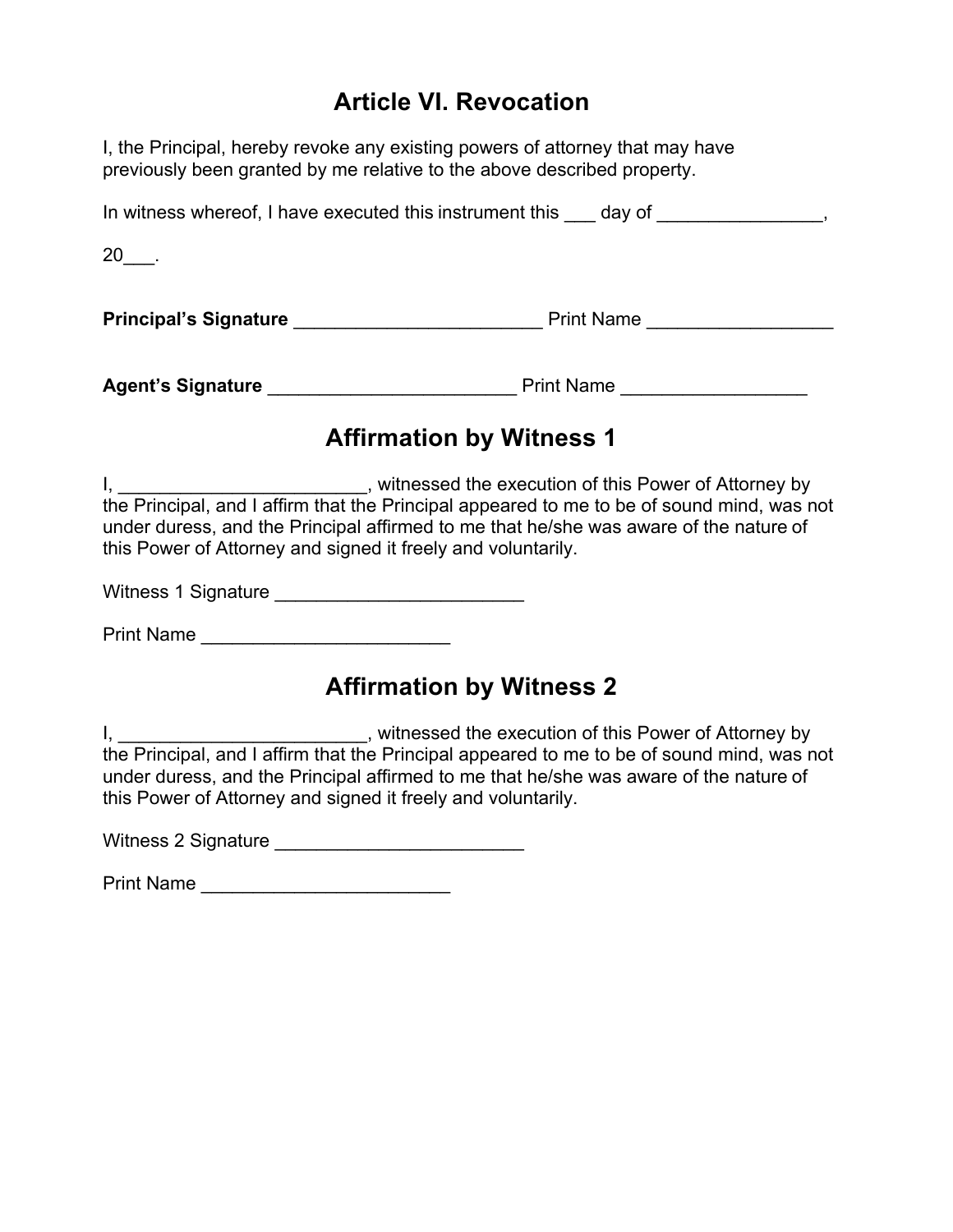## Article VI. Revocation

I, the Principal, hereby revoke any existing powers of attorney that may have previously been granted by me relative to the above described property.

In witness whereof, I have executed this instrument this ___ day of ________________,

20___.

**Principal's Signature** ________________________ Print Name __________________

**Agent's Signature** ________________________ Print Name __________________

## Affirmation by Witness 1

I, ________________________, witnessed the execution of this Power of Attorney by the Principal, and I affirm that the Principal appeared to me to be of sound mind, was not under duress, and the Principal affirmed to me that he/she was aware of the nature of this Power of Attorney and signed it freely and voluntarily.

Witness 1 Signature ________________________

Print Name ________________________

## Affirmation by Witness 2

I, ________________________, witnessed the execution of this Power of Attorney by the Principal, and I affirm that the Principal appeared to me to be of sound mind, was not under duress, and the Principal affirmed to me that he/she was aware of the nature of this Power of Attorney and signed it freely and voluntarily.

Witness 2 Signature ________________________

Print Name ________________________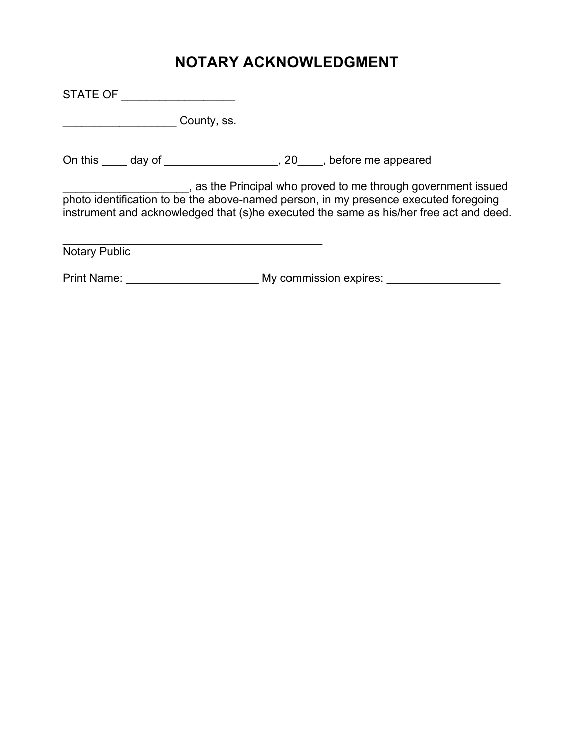# NOTARY ACKNOWLEDGMENT

STATE OF _________________

__________________ County, ss.

On this ____ day of __________________, 20____, before me appeared

____________________, as the Principal who proved to me through government issued photo identification to be the above-named person, in my presence executed foregoing instrument and acknowledged that (s)he executed the same as his/her free act and deed.

_________________________________________
Notary Public

Print Name: _____________________ My commission expires: __________________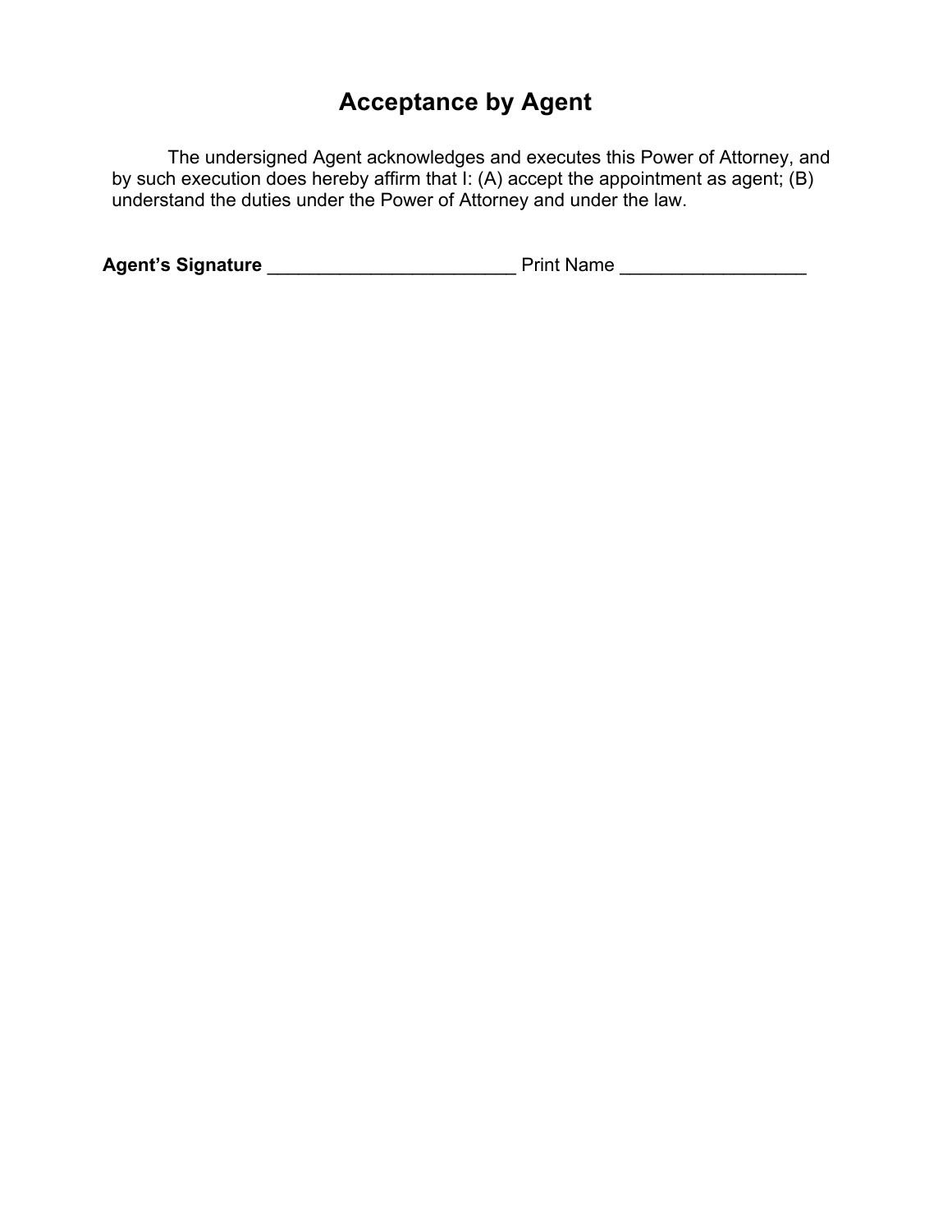# Acceptance by Agent

The undersigned Agent acknowledges and executes this Power of Attorney, and by such execution does hereby affirm that I: (A) accept the appointment as agent; (B) understand the duties under the Power of Attorney and under the law.

**Agent's Signature** ________________________ Print Name __________________